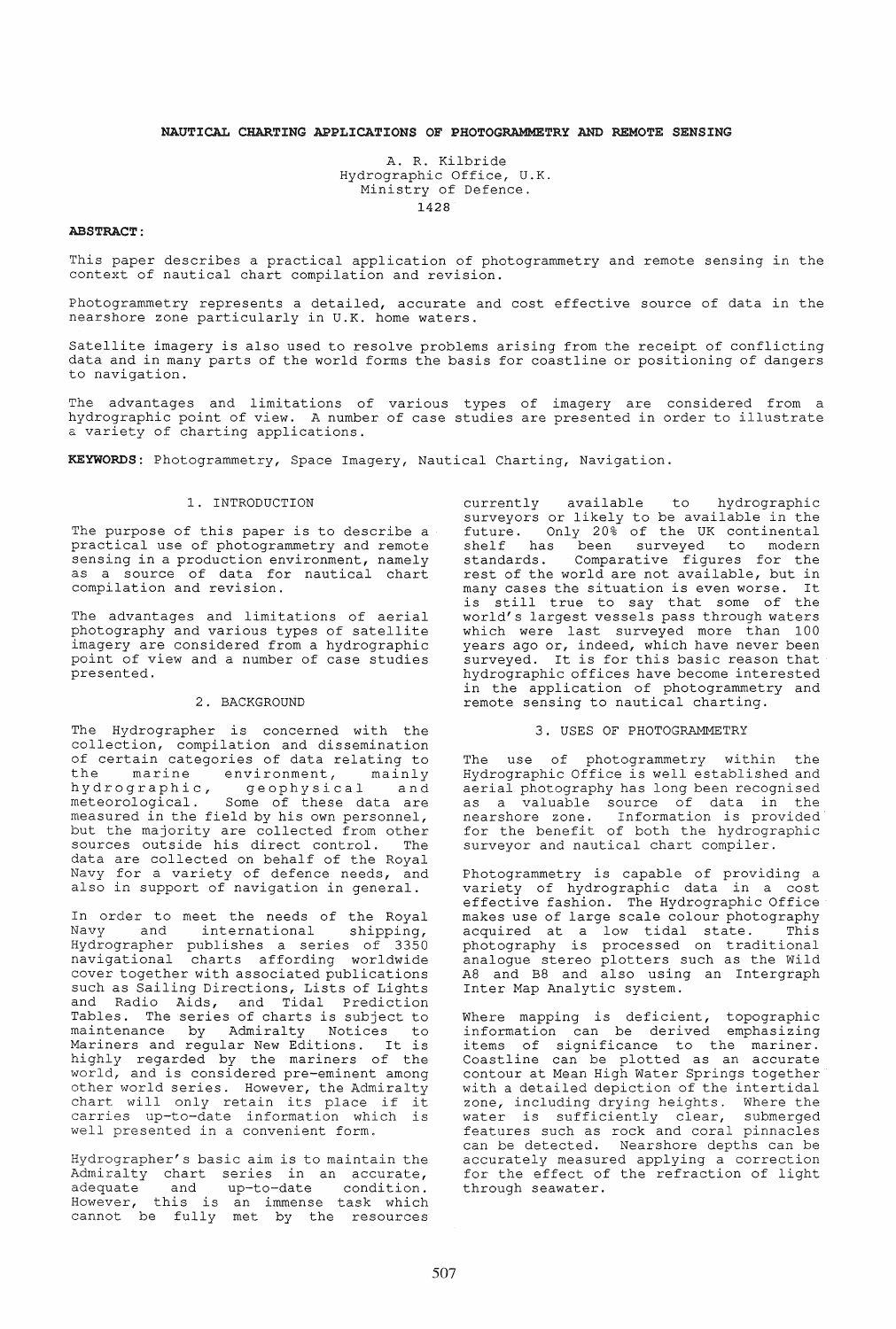# NAUTICAL CHARTING APPLICATIONS OF PHOTOGRAMMETRY AND REMOTE SENSING

A. R. Kilbride
Hydrographic Office, U.K.
Ministry of Defence.
1428

**ABSTRACT:**

This paper describes a practical application of photogrammetry and remote sensing in the context of nautical chart compilation and revision.

Photogrammetry represents a detailed, accurate and cost effective source of data in the nearshore zone particularly in U.K. home waters.

Satellite imagery is also used to resolve problems arising from the receipt of conflicting data and in many parts of the world forms the basis for coastline or positioning of dangers to navigation.

The advantages and limitations of various types of imagery are considered from a hydrographic point of view. A number of case studies are presented in order to illustrate a variety of charting applications.

**KEYWORDS:** Photogrammetry, Space Imagery, Nautical Charting, Navigation.

## 1. INTRODUCTION

The purpose of this paper is to describe a practical use of photogrammetry and remote sensing in a production environment, namely as a source of data for nautical chart compilation and revision.

The advantages and limitations of aerial photography and various types of satellite imagery are considered from a hydrographic point of view and a number of case studies presented.

## 2. BACKGROUND

The Hydrographer is concerned with the collection, compilation and dissemination of certain categories of data relating to the marine environment, mainly hydrographic, geophysical and meteorological. Some of these data are measured in the field by his own personnel, but the majority are collected from other sources outside his direct control. The data are collected on behalf of the Royal Navy for a variety of defence needs, and also in support of navigation in general.

In order to meet the needs of the Royal Navy and international shipping, Hydrographer publishes a series of 3350 navigational charts affording worldwide cover together with associated publications such as Sailing Directions, Lists of Lights and Radio Aids, and Tidal Prediction Tables. The series of charts is subject to maintenance by Admiralty Notices to Mariners and regular New Editions. It is highly regarded by the mariners of the world, and is considered pre-eminent among other world series. However, the Admiralty chart will only retain its place if it carries up-to-date information which is well presented in a convenient form.

Hydrographer's basic aim is to maintain the Admiralty chart series in an accurate, adequate and up-to-date condition. However, this is an immense task which cannot be fully met by the resources currently available to hydrographic surveyors or likely to be available in the future. Only 20% of the UK continental shelf has been surveyed to modern standards. Comparative figures for the rest of the world are not available, but in many cases the situation is even worse. It is still true to say that some of the world's largest vessels pass through waters which were last surveyed more than 100 years ago or, indeed, which have never been surveyed. It is for this basic reason that hydrographic offices have become interested in the application of photogrammetry and remote sensing to nautical charting.

## 3. USES OF PHOTOGRAMMETRY

The use of photogrammetry within the Hydrographic Office is well established and aerial photography has long been recognised as a valuable source of data in the nearshore zone. Information is provided for the benefit of both the hydrographic surveyor and nautical chart compiler.

Photogrammetry is capable of providing a variety of hydrographic data in a cost effective fashion. The Hydrographic Office makes use of large scale colour photography acquired at a low tidal state. This photography is processed on traditional analogue stereo plotters such as the Wild A8 and B8 and also using an Intergraph Inter Map Analytic system.

Where mapping is deficient, topographic information can be derived emphasizing items of significance to the mariner. Coastline can be plotted as an accurate contour at Mean High Water Springs together with a detailed depiction of the intertidal zone, including drying heights. Where the water is sufficiently clear, submerged features such as rock and coral pinnacles can be detected. Nearshore depths can be accurately measured applying a correction for the effect of the refraction of light through seawater.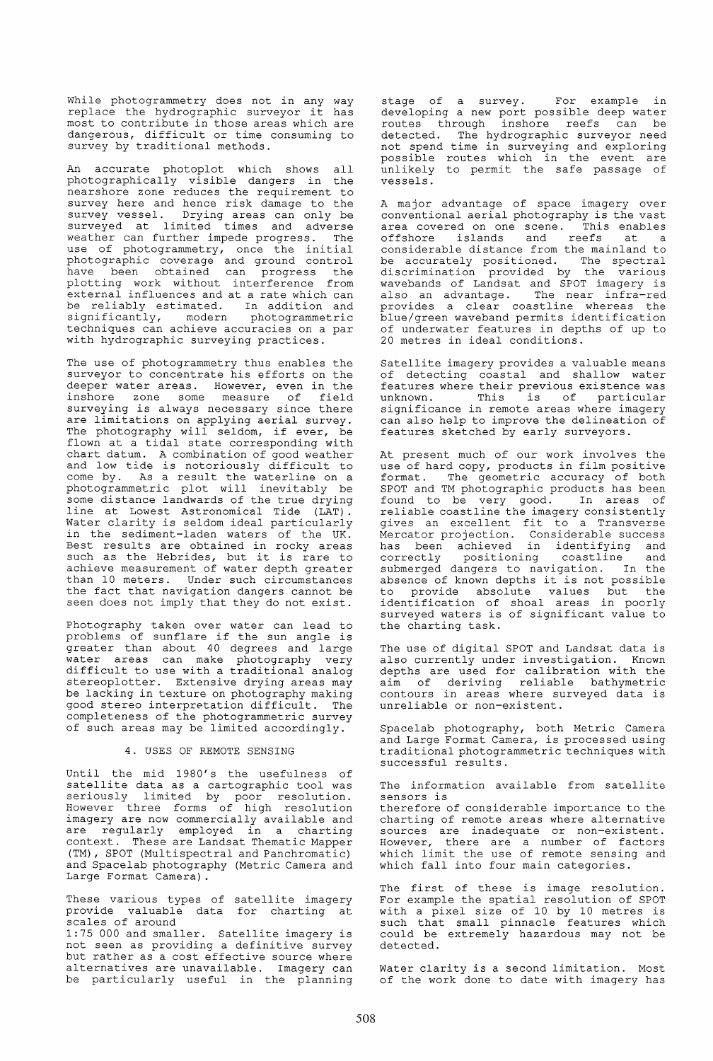While photogrammetry does not in any way replace the hydrographic surveyor it has most to contribute in those areas which are dangerous, difficult or time consuming to survey by traditional methods.

An accurate photoplot which shows all photographically visible dangers in the nearshore zone reduces the requirement to survey here and hence risk damage to the survey vessel. Drying areas can only be surveyed at limited times and adverse weather can further impede progress. The use of photogrammetry, once the initial photographic coverage and ground control have been obtained can progress the plotting work without interference from external influences and at a rate which can be reliably estimated. In addition and significantly, modern photogrammetric techniques can achieve accuracies on a par with hydrographic surveying practices.

The use of photogrammetry thus enables the surveyor to concentrate his efforts on the deeper water areas. However, even in the inshore zone some measure of field surveying is always necessary since there are limitations on applying aerial survey. The photography will seldom, if ever, be flown at a tidal state corresponding with chart datum. A combination of good weather and low tide is notoriously difficult to come by. As a result the waterline on a photogrammetric plot will inevitably be some distance landwards of the true drying line at Lowest Astronomical Tide (LAT). Water clarity is seldom ideal particularly in the sediment-laden waters of the UK. Best results are obtained in rocky areas such as the Hebrides, but it is rare to achieve measurement of water depth greater than 10 meters. Under such circumstances the fact that navigation dangers cannot be seen does not imply that they do not exist.

Photography taken over water can lead to problems of sunflare if the sun angle is greater than about 40 degrees and large water areas can make photography very difficult to use with a traditional analog stereoplotter. Extensive drying areas may be lacking in texture on photography making good stereo interpretation difficult. The completeness of the photogrammetric survey of such areas may be limited accordingly.

## 4. USES OF REMOTE SENSING

Until the mid 1980's the usefulness of satellite data as a cartographic tool was seriously limited by poor resolution. However three forms of high resolution imagery are now commercially available and are regularly employed in a charting context. These are Landsat Thematic Mapper (TM), SPOT (Multispectral and Panchromatic) and Spacelab photography (Metric Camera and Large Format Camera).

These various types of satellite imagery provide valuable data for charting at scales of around 1:75 000 and smaller. Satellite imagery is not seen as providing a definitive survey but rather as a cost effective source where alternatives are unavailable. Imagery can be particularly useful in the planning stage of a survey. For example in developing a new port possible deep water routes through inshore reefs can be detected. The hydrographic surveyor need not spend time in surveying and exploring possible routes which in the event are unlikely to permit the safe passage of vessels.

A major advantage of space imagery over conventional aerial photography is the vast area covered on one scene. This enables offshore islands and reefs at a considerable distance from the mainland to be accurately positioned. The spectral discrimination provided by the various wavebands of Landsat and SPOT imagery is also an advantage. The near infra-red provides a clear coastline whereas the blue/green waveband permits identification of underwater features in depths of up to 20 metres in ideal conditions.

Satellite imagery provides a valuable means of detecting coastal and shallow water features where their previous existence was unknown. This is of particular significance in remote areas where imagery can also help to improve the delineation of features sketched by early surveyors.

At present much of our work involves the use of hard copy, products in film positive format. The geometric accuracy of both SPOT and TM photographic products has been found to be very good. In areas of reliable coastline the imagery consistently gives an excellent fit to a Transverse Mercator projection. Considerable success has been achieved in identifying and correctly positioning coastline and submerged dangers to navigation. In the absence of known depths it is not possible to provide absolute values but the identification of shoal areas in poorly surveyed waters is of significant value to the charting task.

The use of digital SPOT and Landsat data is also currently under investigation. Known depths are used for calibration with the aim of deriving reliable bathymetric contours in areas where surveyed data is unreliable or non-existent.

Spacelab photography, both Metric Camera and Large Format Camera, is processed using traditional photogrammetric techniques with successful results.

The information available from satellite sensors is therefore of considerable importance to the charting of remote areas where alternative sources are inadequate or non-existent. However, there are a number of factors which limit the use of remote sensing and which fall into four main categories.

The first of these is image resolution. For example the spatial resolution of SPOT with a pixel size of 10 by 10 metres is such that small pinnacle features which could be extremely hazardous may not be detected.

Water clarity is a second limitation. Most of the work done to date with imagery has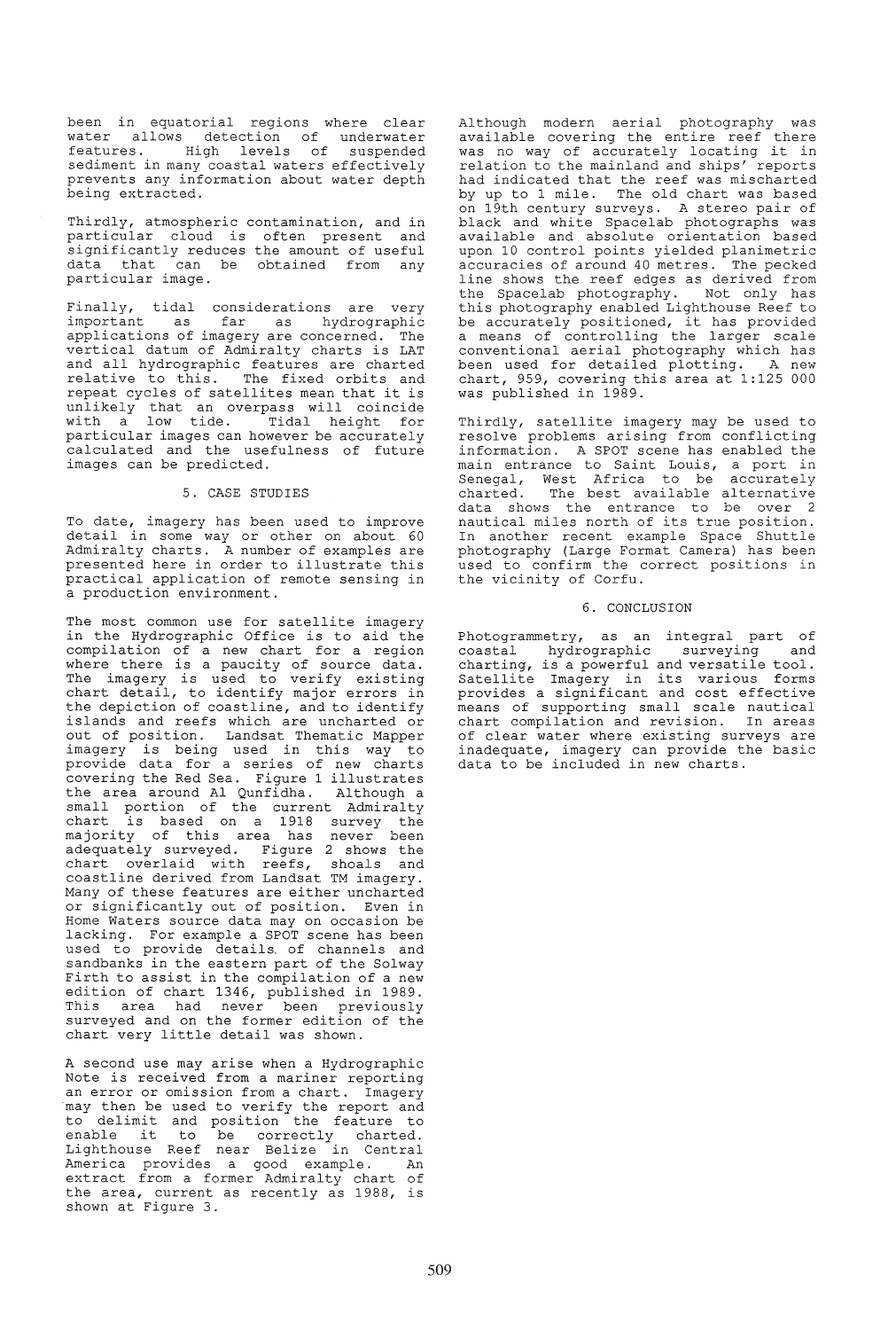been in equatorial regions where clear water allows detection of underwater features. High levels of suspended sediment in many coastal waters effectively prevents any information about water depth being extracted.

Thirdly, atmospheric contamination, and in particular cloud is often present and significantly reduces the amount of useful data that can be obtained from any particular image.

Finally, tidal considerations are very important as far as hydrographic applications of imagery are concerned. The vertical datum of Admiralty charts is LAT and all hydrographic features are charted relative to this. The fixed orbits and repeat cycles of satellites mean that it is unlikely that an overpass will coincide with a low tide. Tidal height for particular images can however be accurately calculated and the usefulness of future images can be predicted.

## 5. CASE STUDIES

To date, imagery has been used to improve detail in some way or other on about 60 Admiralty charts. A number of examples are presented here in order to illustrate this practical application of remote sensing in a production environment.

The most common use for satellite imagery in the Hydrographic Office is to aid the compilation of a new chart for a region where there is a paucity of source data. The imagery is used to verify existing chart detail, to identify major errors in the depiction of coastline, and to identify islands and reefs which are uncharted or out of position. Landsat Thematic Mapper imagery is being used in this way to provide data for a series of new charts covering the Red Sea. Figure 1 illustrates the area around Al Qunfidha. Although a small portion of the current Admiralty chart is based on a 1918 survey the majority of this area has never been adequately surveyed. Figure 2 shows the chart overlaid with reefs, shoals and coastline derived from Landsat TM imagery. Many of these features are either uncharted or significantly out of position. Even in Home Waters source data may on occasion be lacking. For example a SPOT scene has been used to provide details of channels and sandbanks in the eastern part of the Solway Firth to assist in the compilation of a new edition of chart 1346, published in 1989. This area had never been previously surveyed and on the former edition of the chart very little detail was shown.

A second use may arise when a Hydrographic Note is received from a mariner reporting an error or omission from a chart. Imagery may then be used to verify the report and to delimit and position the feature to enable it to be correctly charted. Lighthouse Reef near Belize in Central America provides a good example. An extract from a former Admiralty chart of the area, current as recently as 1988, is shown at Figure 3.

Although modern aerial photography was available covering the entire reef there was no way of accurately locating it in relation to the mainland and ships' reports had indicated that the reef was mischarted by up to 1 mile. The old chart was based on 19th century surveys. A stereo pair of black and white Spacelab photographs was available and absolute orientation based upon 10 control points yielded planimetric accuracies of around 40 metres. The pecked line shows the reef edges as derived from the Spacelab photography. Not only has this photography enabled Lighthouse Reef to be accurately positioned, it has provided a means of controlling the larger scale conventional aerial photography which has been used for detailed plotting. A new chart, 959, covering this area at 1:125 000 was published in 1989.

Thirdly, satellite imagery may be used to resolve problems arising from conflicting information. A SPOT scene has enabled the main entrance to Saint Louis, a port in Senegal, West Africa to be accurately charted. The best available alternative data shows the entrance to be over 2 nautical miles north of its true position. In another recent example Space Shuttle photography (Large Format Camera) has been used to confirm the correct positions in the vicinity of Corfu.

## 6. CONCLUSION

Photogrammetry, as an integral part of coastal hydrographic surveying and charting, is a powerful and versatile tool. Satellite Imagery in its various forms provides a significant and cost effective means of supporting small scale nautical chart compilation and revision. In areas of clear water where existing surveys are inadequate, imagery can provide the basic data to be included in new charts.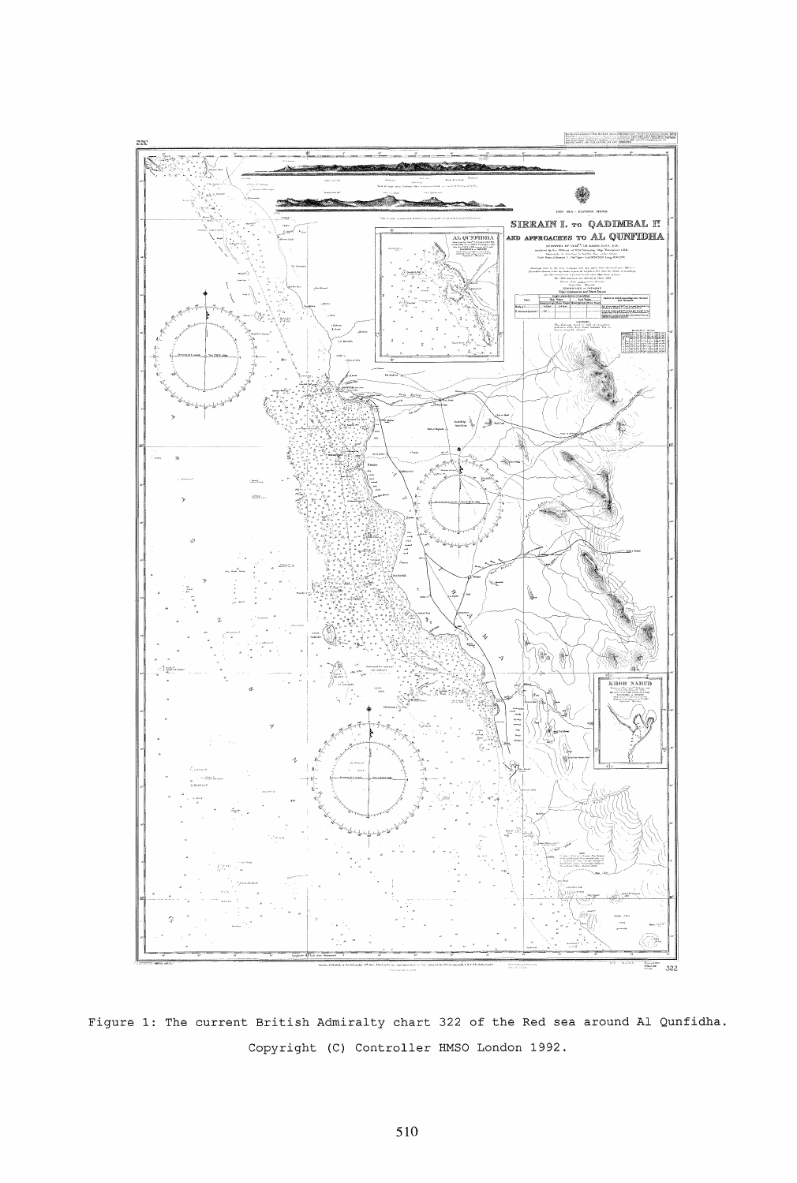Figure 1: The current British Admiralty chart 322 of the Red sea around Al Qunfidha. Copyright (C) Controller HMSO London 1992.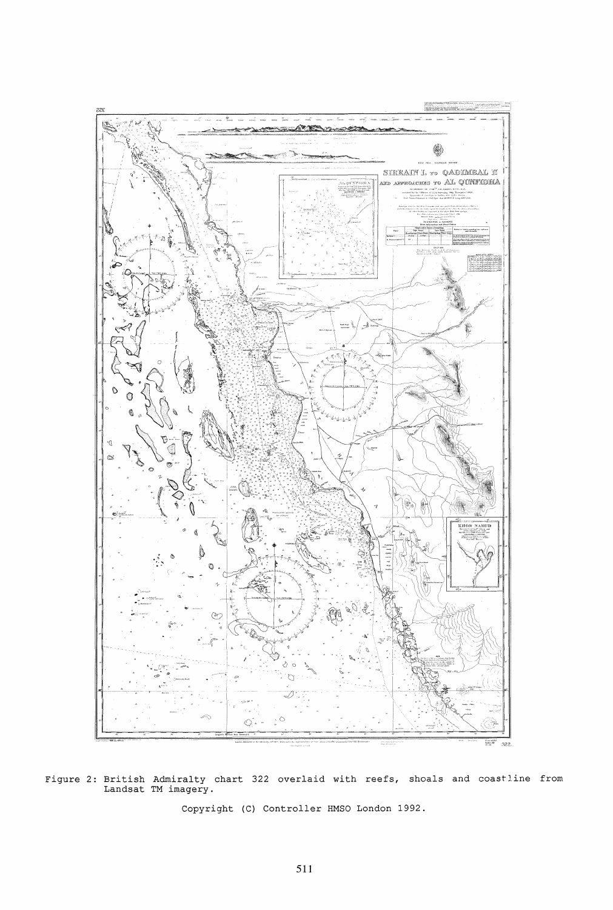Figure 2: British Admiralty chart 322 overlaid with reefs, shoals and coastline from Landsat TM imagery.

Copyright (C) Controller HMSO London 1992.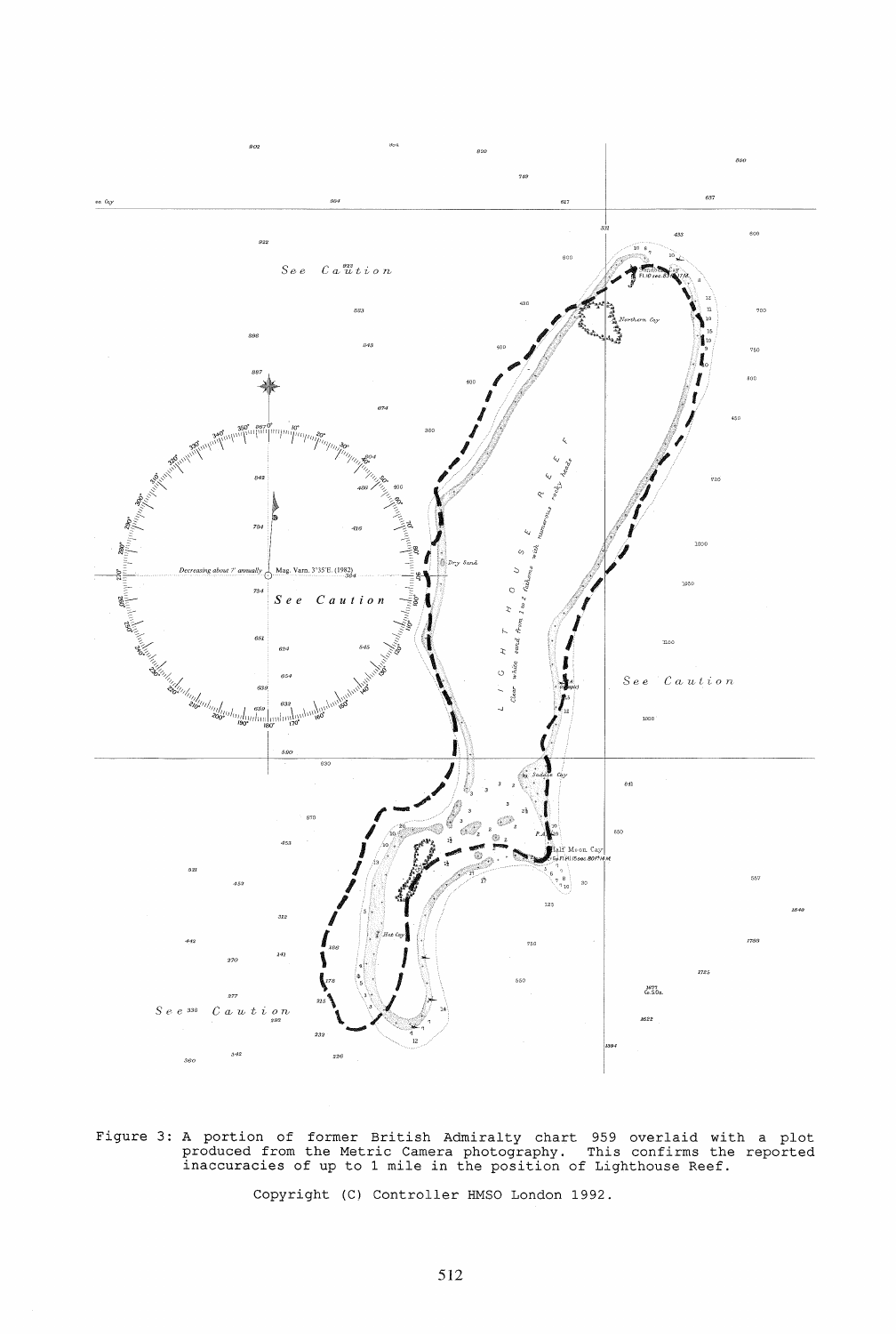Figure 3: A portion of former British Admiralty chart 959 overlaid with a plot produced from the Metric Camera photography. This confirms the reported inaccuracies of up to 1 mile in the position of Lighthouse Reef.

Copyright (C) Controller HMSO London 1992.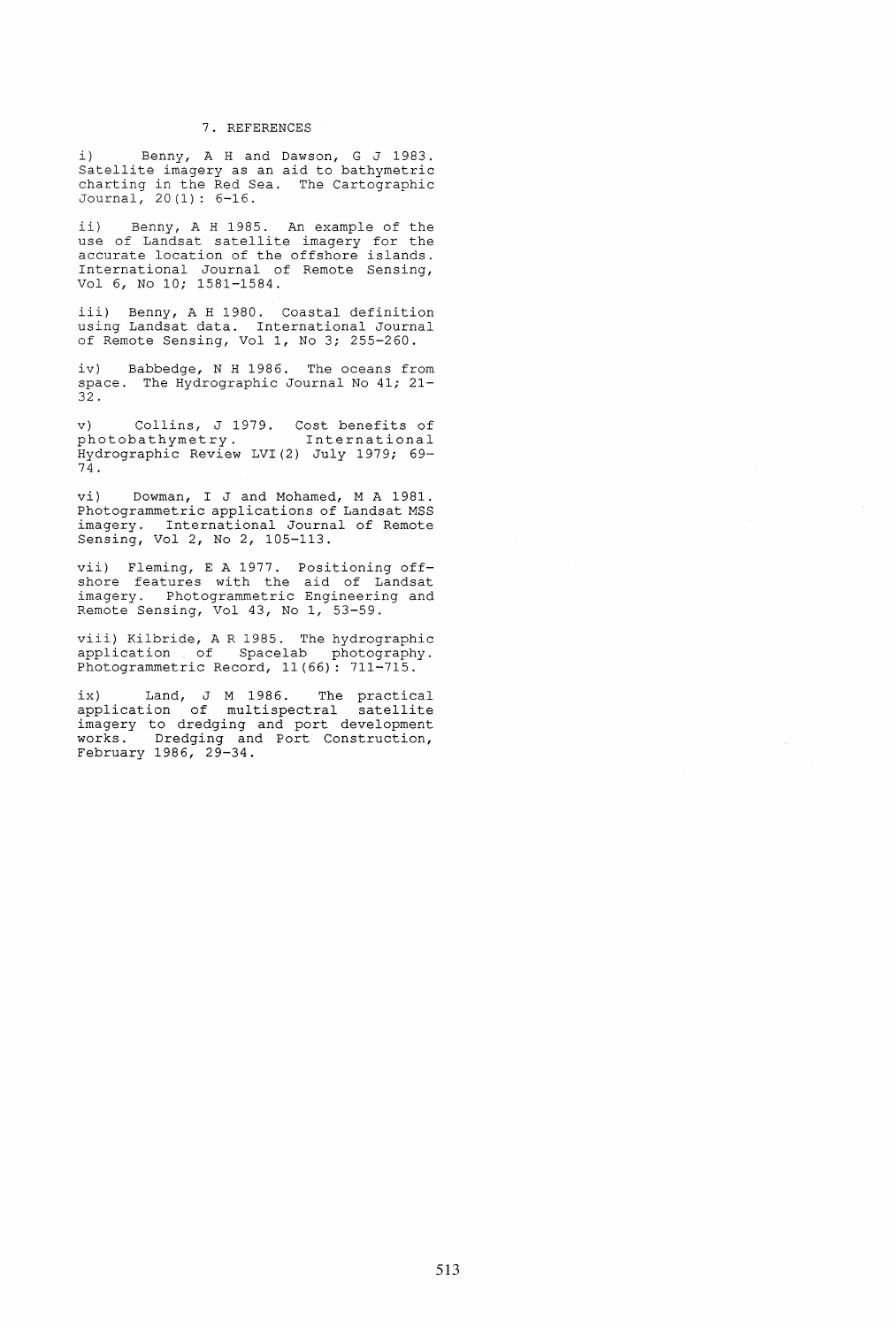## 7. REFERENCES

i) Benny, A H and Dawson, G J 1983. Satellite imagery as an aid to bathymetric charting in the Red Sea. The Cartographic Journal, 20(1): 6-16.

ii) Benny, A H 1985. An example of the use of Landsat satellite imagery for the accurate location of the offshore islands. International Journal of Remote Sensing, Vol 6, No 10; 1581-1584.

iii) Benny, A H 1980. Coastal definition using Landsat data. International Journal of Remote Sensing, Vol 1, No 3; 255-260.

iv) Babbedge, N H 1986. The oceans from space. The Hydrographic Journal No 41; 21-32.

v) Collins, J 1979. Cost benefits of photobathymetry. International Hydrographic Review LVI(2) July 1979; 69-74.

vi) Dowman, I J and Mohamed, M A 1981. Photogrammetric applications of Landsat MSS imagery. International Journal of Remote Sensing, Vol 2, No 2, 105-113.

vii) Fleming, E A 1977. Positioning off-shore features with the aid of Landsat imagery. Photogrammetric Engineering and Remote Sensing, Vol 43, No 1, 53-59.

viii) Kilbride, A R 1985. The hydrographic application of Spacelab photography. Photogrammetric Record, 11(66): 711-715.

ix) Land, J M 1986. The practical application of multispectral satellite imagery to dredging and port development works. Dredging and Port Construction, February 1986, 29-34.